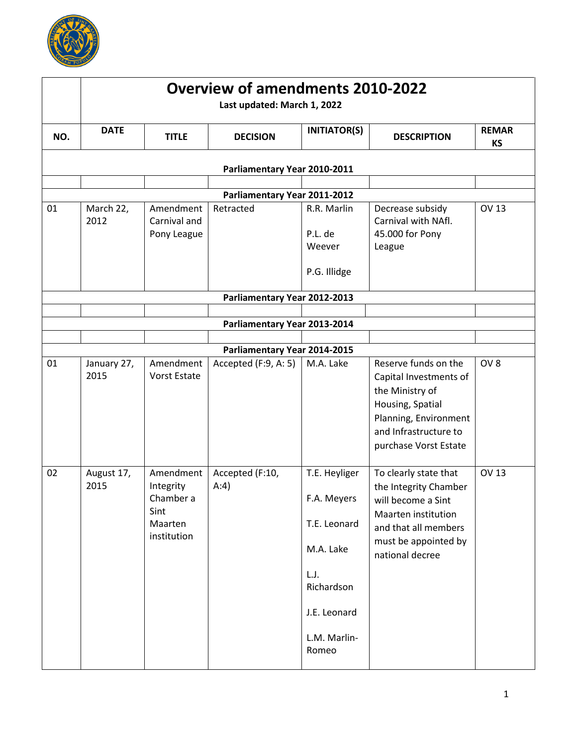# Overview of amendments 2010-2022

**Last updated: March 1, 2022**

| NO. | DATE | TITLE | DECISION | INITIATOR(S) | DESCRIPTION | REMARKS |
|---|---|---|---|---|---|---|
| **Parliamentary Year 2010-2011** | | | | | | |
| | | | | | | |
| **Parliamentary Year 2011-2012** | | | | | | |
| 01 | March 22, 2012 | Amendment Carnival and Pony League | Retracted | R.R. Marlin<br>P.L. de Weever<br>P.G. Illidge | Decrease subsidy Carnival with NAfl. 45.000 for Pony League | OV 13 |
| **Parliamentary Year 2012-2013** | | | | | | |
| | | | | | | |
| **Parliamentary Year 2013-2014** | | | | | | |
| | | | | | | |
| **Parliamentary Year 2014-2015** | | | | | | |
| 01 | January 27, 2015 | Amendment Vorst Estate | Accepted (F:9, A: 5) | M.A. Lake | Reserve funds on the Capital Investments of the Ministry of Housing, Spatial Planning, Environment and Infrastructure to purchase Vorst Estate | OV 8 |
| 02 | August 17, 2015 | Amendment Integrity Chamber a Sint Maarten institution | Accepted (F:10, A:4) | T.E. Heyliger<br>F.A. Meyers<br>T.E. Leonard<br>M.A. Lake<br>L.J. Richardson<br>J.E. Leonard<br>L.M. Marlin-Romeo | To clearly state that the Integrity Chamber will become a Sint Maarten institution and that all members must be appointed by national decree | OV 13 |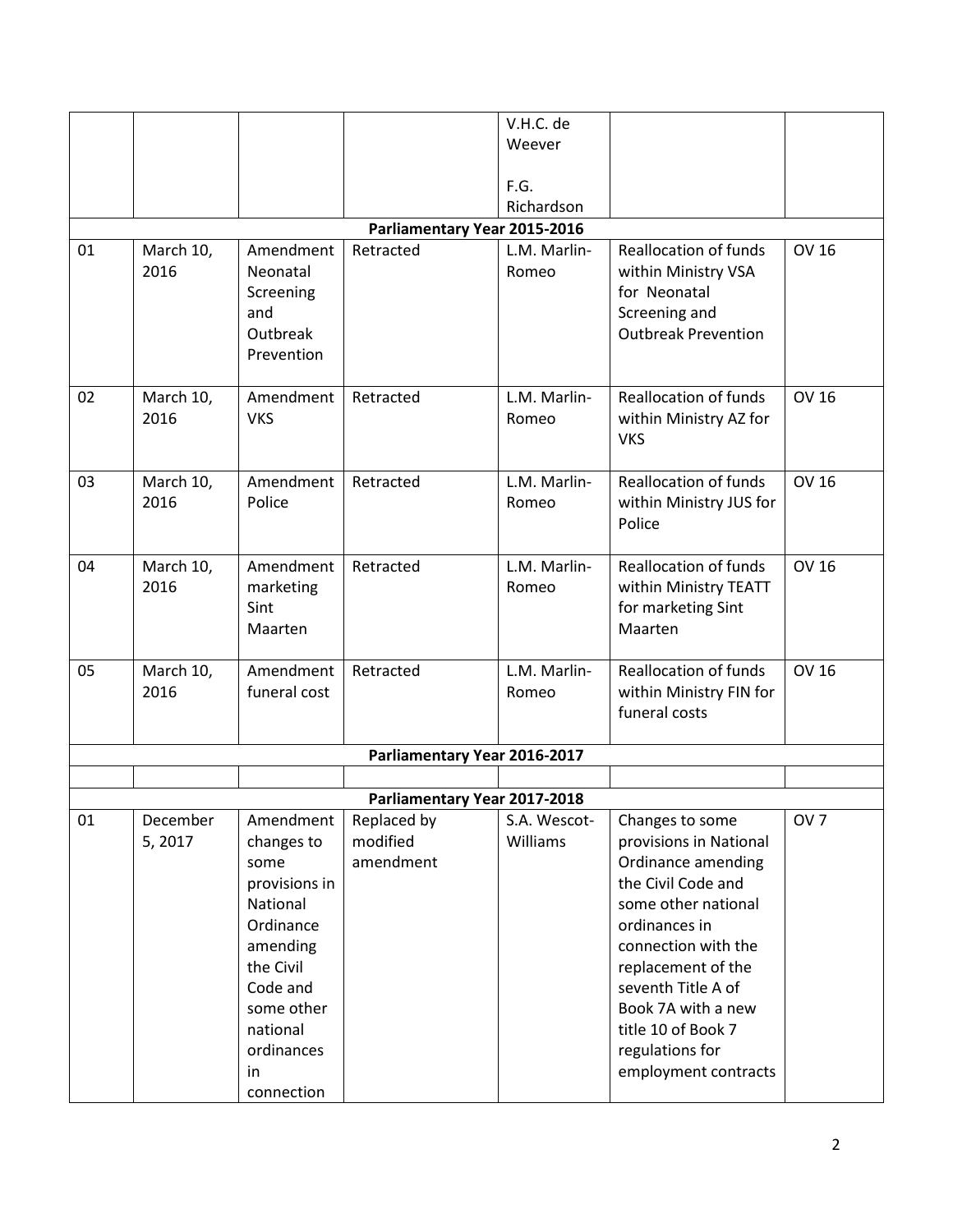| | | | | V.H.C. de Weever<br><br>F.G. Richardson | | |
|---|---|---|---|---|---|---|
| **Parliamentary Year 2015-2016** | | | | | | |
| 01 | March 10, 2016 | Amendment Neonatal Screening and Outbreak Prevention | Retracted | L.M. Marlin-Romeo | Reallocation of funds within Ministry VSA for Neonatal Screening and Outbreak Prevention | OV 16 |
| 02 | March 10, 2016 | Amendment VKS | Retracted | L.M. Marlin-Romeo | Reallocation of funds within Ministry AZ for VKS | OV 16 |
| 03 | March 10, 2016 | Amendment Police | Retracted | L.M. Marlin-Romeo | Reallocation of funds within Ministry JUS for Police | OV 16 |
| 04 | March 10, 2016 | Amendment marketing Sint Maarten | Retracted | L.M. Marlin-Romeo | Reallocation of funds within Ministry TEATT for marketing Sint Maarten | OV 16 |
| 05 | March 10, 2016 | Amendment funeral cost | Retracted | L.M. Marlin-Romeo | Reallocation of funds within Ministry FIN for funeral costs | OV 16 |
| **Parliamentary Year 2016-2017** | | | | | | |
| | | | | | | |
| **Parliamentary Year 2017-2018** | | | | | | |
| 01 | December 5, 2017 | Amendment changes to some provisions in National Ordinance amending the Civil Code and some other national ordinances in connection | Replaced by modified amendment | S.A. Wescot-Williams | Changes to some provisions in National Ordinance amending the Civil Code and some other national ordinances in connection with the replacement of the seventh Title A of Book 7A with a new title 10 of Book 7 regulations for employment contracts | OV 7 |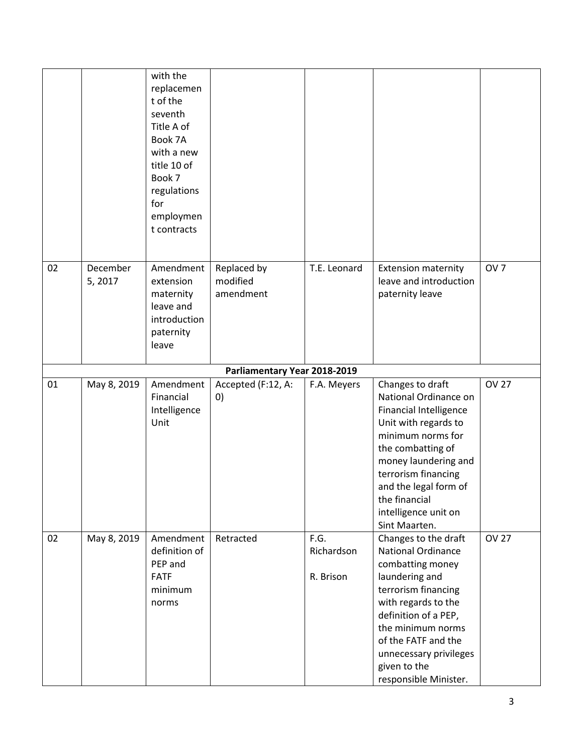| | | | | | | |
|---|---|---|---|---|---|---|
| | | with the replacement of the seventh Title A of Book 7A with a new title 10 of Book 7 regulations for employment contracts | | | | |
| 02 | December 5, 2017 | Amendment extension maternity leave and introduction paternity leave | Replaced by modified amendment | T.E. Leonard | Extension maternity leave and introduction paternity leave | OV 7 |
| **Parliamentary Year 2018-2019** | | | | | | |
| 01 | May 8, 2019 | Amendment Financial Intelligence Unit | Accepted (F:12, A: 0) | F.A. Meyers | Changes to draft National Ordinance on Financial Intelligence Unit with regards to minimum norms for the combatting of money laundering and terrorism financing and the legal form of the financial intelligence unit on Sint Maarten. | OV 27 |
| 02 | May 8, 2019 | Amendment definition of PEP and FATF minimum norms | Retracted | F.G. Richardson<br><br>R. Brison | Changes to the draft National Ordinance combatting money laundering and terrorism financing with regards to the definition of a PEP, the minimum norms of the FATF and the unnecessary privileges given to the responsible Minister. | OV 27 |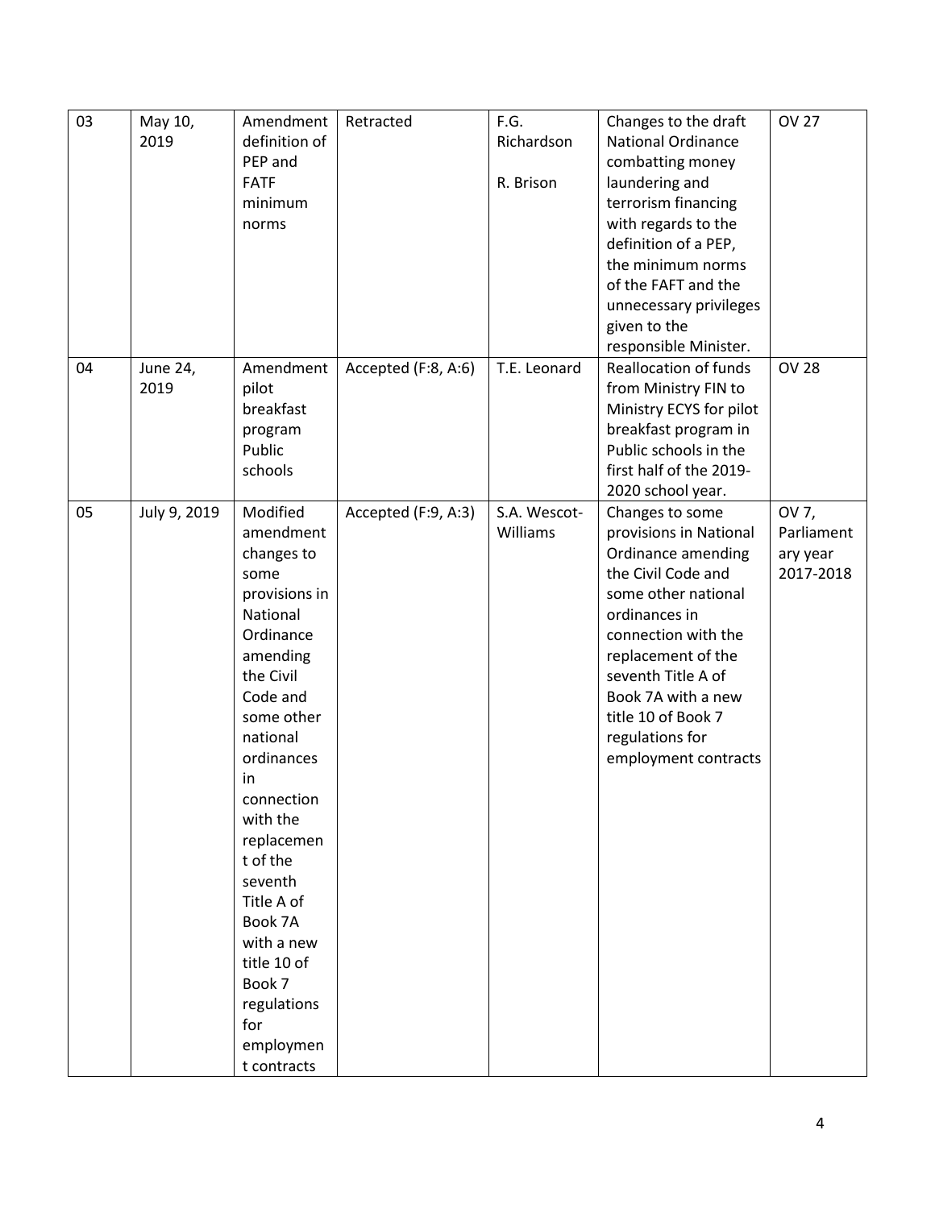| 03 | May 10, 2019 | Amendment definition of PEP and FATF minimum norms | Retracted | F.G. Richardson<br><br>R. Brison | Changes to the draft National Ordinance combatting money laundering and terrorism financing with regards to the definition of a PEP, the minimum norms of the FAFT and the unnecessary privileges given to the responsible Minister. | OV 27 |
|---|---|---|---|---|---|---|
| 04 | June 24, 2019 | Amendment pilot breakfast program Public schools | Accepted (F:8, A:6) | T.E. Leonard | Reallocation of funds from Ministry FIN to Ministry ECYS for pilot breakfast program in Public schools in the first half of the 2019-2020 school year. | OV 28 |
| 05 | July 9, 2019 | Modified amendment changes to some provisions in National Ordinance amending the Civil Code and some other national ordinances in connection with the replacement of the seventh Title A of Book 7A with a new title 10 of Book 7 regulations for employment contracts | Accepted (F:9, A:3) | S.A. Wescot-Williams | Changes to some provisions in National Ordinance amending the Civil Code and some other national ordinances in connection with the replacement of the seventh Title A of Book 7A with a new title 10 of Book 7 regulations for employment contracts | OV 7, Parliamentary year 2017-2018 |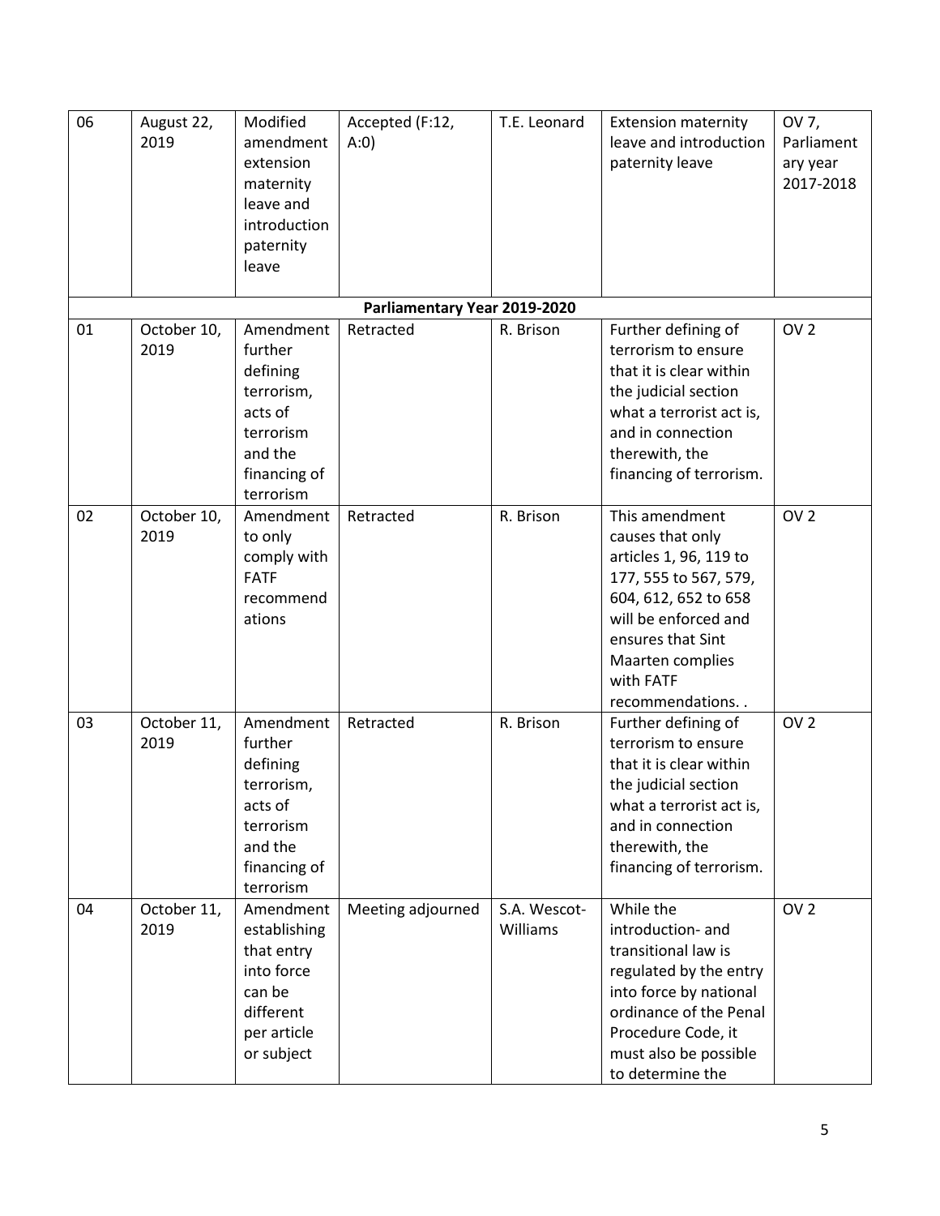| 06 | August 22, 2019 | Modified amendment extension maternity leave and introduction paternity leave | Accepted (F:12, A:0) | T.E. Leonard | Extension maternity leave and introduction paternity leave | OV 7, Parliamentary year 2017-2018 |
|---|---|---|---|---|---|---|
| | | | **Parliamentary Year 2019-2020** | | | |
| 01 | October 10, 2019 | Amendment further defining terrorism, acts of terrorism and the financing of terrorism | Retracted | R. Brison | Further defining of terrorism to ensure that it is clear within the judicial section what a terrorist act is, and in connection therewith, the financing of terrorism. | OV 2 |
| 02 | October 10, 2019 | Amendment to only comply with FATF recommendations | Retracted | R. Brison | This amendment causes that only articles 1, 96, 119 to 177, 555 to 567, 579, 604, 612, 652 to 658 will be enforced and ensures that Sint Maarten complies with FATF recommendations. . | OV 2 |
| 03 | October 11, 2019 | Amendment further defining terrorism, acts of terrorism and the financing of terrorism | Retracted | R. Brison | Further defining of terrorism to ensure that it is clear within the judicial section what a terrorist act is, and in connection therewith, the financing of terrorism. | OV 2 |
| 04 | October 11, 2019 | Amendment establishing that entry into force can be different per article or subject | Meeting adjourned | S.A. Wescot-Williams | While the introduction- and transitional law is regulated by the entry into force by national ordinance of the Penal Procedure Code, it must also be possible to determine the | OV 2 |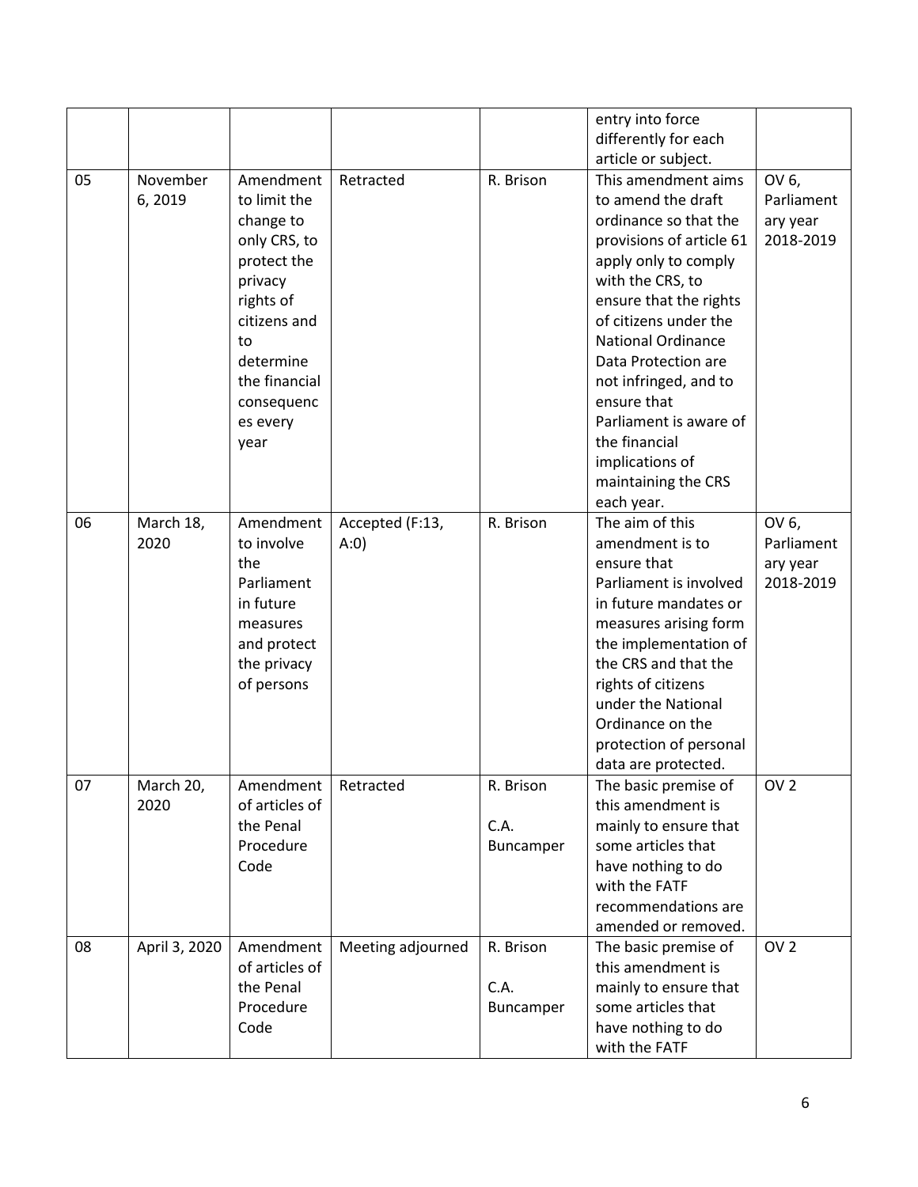| | | | | | entry into force differently for each article or subject. | |
|---|---|---|---|---|---|---|
| 05 | November 6, 2019 | Amendment to limit the change to only CRS, to protect the privacy rights of citizens and to determine the financial consequences every year | Retracted | R. Brison | This amendment aims to amend the draft ordinance so that the provisions of article 61 apply only to comply with the CRS, to ensure that the rights of citizens under the National Ordinance Data Protection are not infringed, and to ensure that Parliament is aware of the financial implications of maintaining the CRS each year. | OV 6, Parliamentary year 2018-2019 |
| 06 | March 18, 2020 | Amendment to involve the Parliament in future measures and protect the privacy of persons | Accepted (F:13, A:0) | R. Brison | The aim of this amendment is to ensure that Parliament is involved in future mandates or measures arising form the implementation of the CRS and that the rights of citizens under the National Ordinance on the protection of personal data are protected. | OV 6, Parliamentary year 2018-2019 |
| 07 | March 20, 2020 | Amendment of articles of the Penal Procedure Code | Retracted | R. Brison<br><br>C.A. Buncamper | The basic premise of this amendment is mainly to ensure that some articles that have nothing to do with the FATF recommendations are amended or removed. | OV 2 |
| 08 | April 3, 2020 | Amendment of articles of the Penal Procedure Code | Meeting adjourned | R. Brison<br><br>C.A. Buncamper | The basic premise of this amendment is mainly to ensure that some articles that have nothing to do with the FATF | OV 2 |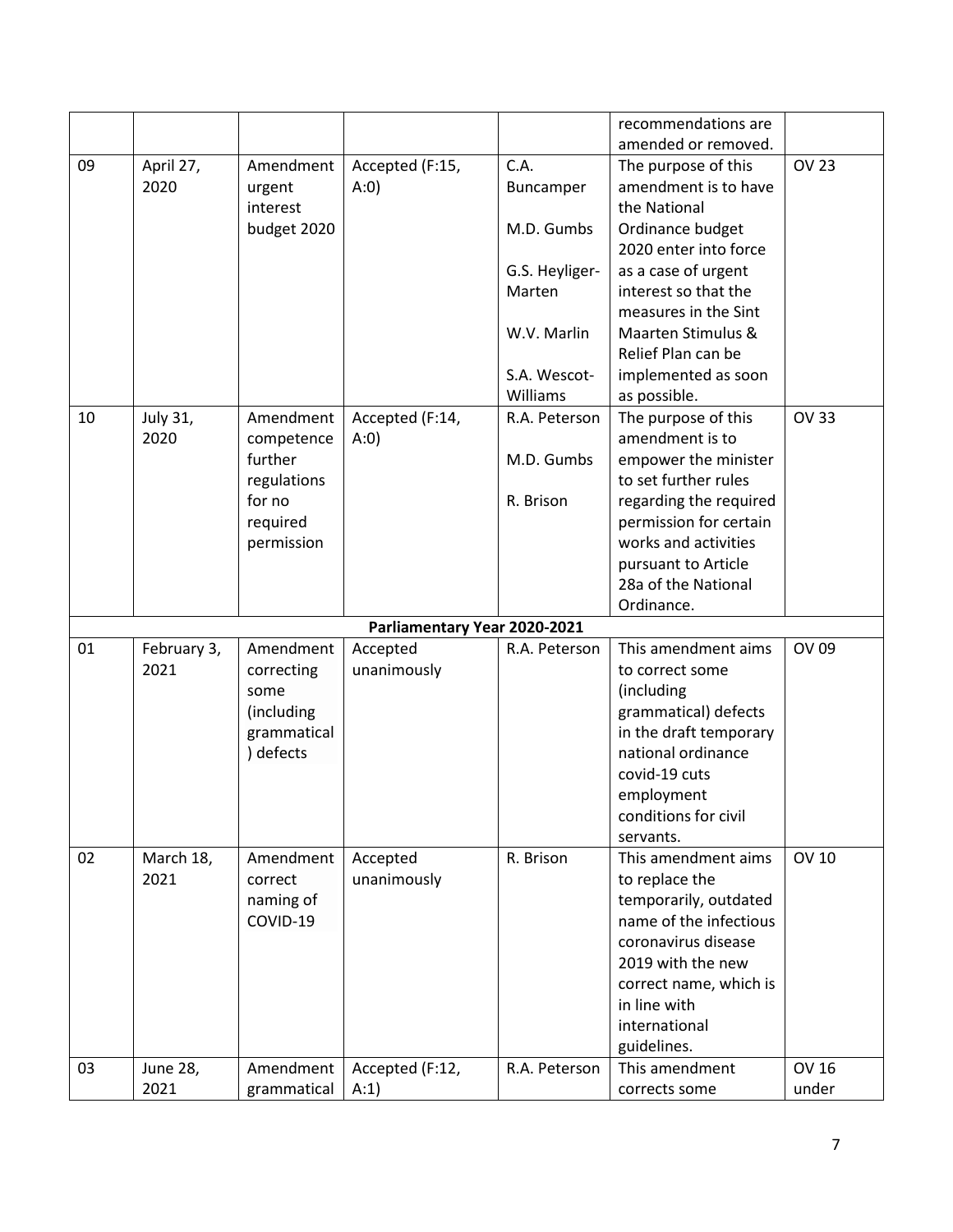| | | | | | recommendations are amended or removed. | |
|---|---|---|---|---|---|---|
| 09 | April 27, 2020 | Amendment urgent interest budget 2020 | Accepted (F:15, A:0) | C.A. Buncamper<br><br>M.D. Gumbs<br><br>G.S. Heyliger-Marten<br><br>W.V. Marlin<br><br>S.A. Wescot-Williams | The purpose of this amendment is to have the National Ordinance budget 2020 enter into force as a case of urgent interest so that the measures in the Sint Maarten Stimulus & Relief Plan can be implemented as soon as possible. | OV 23 |
| 10 | July 31, 2020 | Amendment competence further regulations for no required permission | Accepted (F:14, A:0) | R.A. Peterson<br><br>M.D. Gumbs<br><br>R. Brison | The purpose of this amendment is to empower the minister to set further rules regarding the required permission for certain works and activities pursuant to Article 28a of the National Ordinance. | OV 33 |
| | | | **Parliamentary Year 2020-2021** | | | |
| 01 | February 3, 2021 | Amendment correcting some (including grammatical) defects | Accepted unanimously | R.A. Peterson | This amendment aims to correct some (including grammatical) defects in the draft temporary national ordinance covid-19 cuts employment conditions for civil servants. | OV 09 |
| 02 | March 18, 2021 | Amendment correct naming of COVID-19 | Accepted unanimously | R. Brison | This amendment aims to replace the temporarily, outdated name of the infectious coronavirus disease 2019 with the new correct name, which is in line with international guidelines. | OV 10 |
| 03 | June 28, 2021 | Amendment grammatical | Accepted (F:12, A:1) | R.A. Peterson | This amendment corrects some | OV 16 under |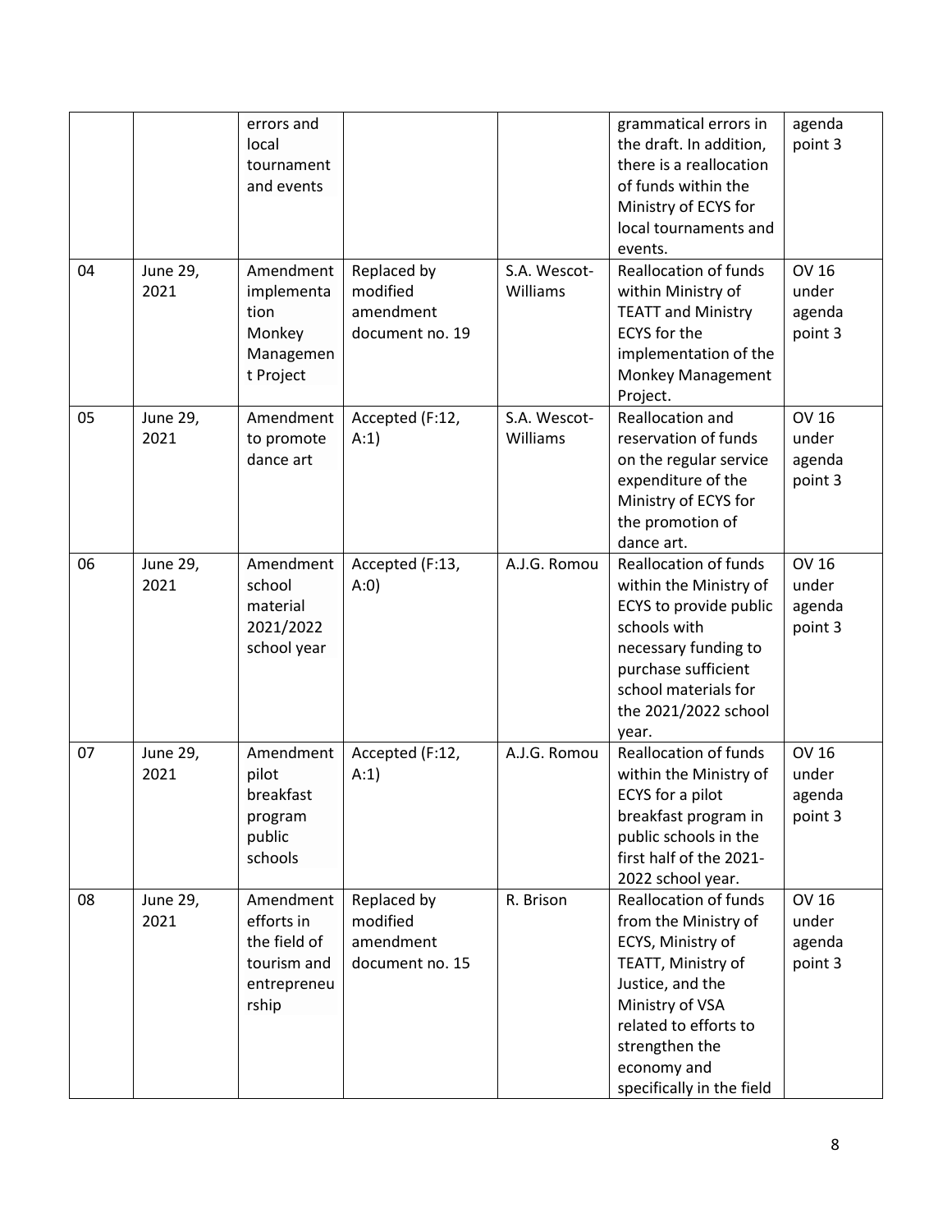| | | | | | | |
|---|---|---|---|---|---|---|
| | | errors and local tournament and events | | | grammatical errors in the draft. In addition, there is a reallocation of funds within the Ministry of ECYS for local tournaments and events. | agenda point 3 |
| 04 | June 29, 2021 | Amendment implementation Monkey Management Project | Replaced by modified amendment document no. 19 | S.A. Wescot-Williams | Reallocation of funds within Ministry of TEATT and Ministry ECYS for the implementation of the Monkey Management Project. | OV 16 under agenda point 3 |
| 05 | June 29, 2021 | Amendment to promote dance art | Accepted (F:12, A:1) | S.A. Wescot-Williams | Reallocation and reservation of funds on the regular service expenditure of the Ministry of ECYS for the promotion of dance art. | OV 16 under agenda point 3 |
| 06 | June 29, 2021 | Amendment school material 2021/2022 school year | Accepted (F:13, A:0) | A.J.G. Romou | Reallocation of funds within the Ministry of ECYS to provide public schools with necessary funding to purchase sufficient school materials for the 2021/2022 school year. | OV 16 under agenda point 3 |
| 07 | June 29, 2021 | Amendment pilot breakfast program public schools | Accepted (F:12, A:1) | A.J.G. Romou | Reallocation of funds within the Ministry of ECYS for a pilot breakfast program in public schools in the first half of the 2021-2022 school year. | OV 16 under agenda point 3 |
| 08 | June 29, 2021 | Amendment efforts in the field of tourism and entrepreneurship | Replaced by modified amendment document no. 15 | R. Brison | Reallocation of funds from the Ministry of ECYS, Ministry of TEATT, Ministry of Justice, and the Ministry of VSA related to efforts to strengthen the economy and specifically in the field | OV 16 under agenda point 3 |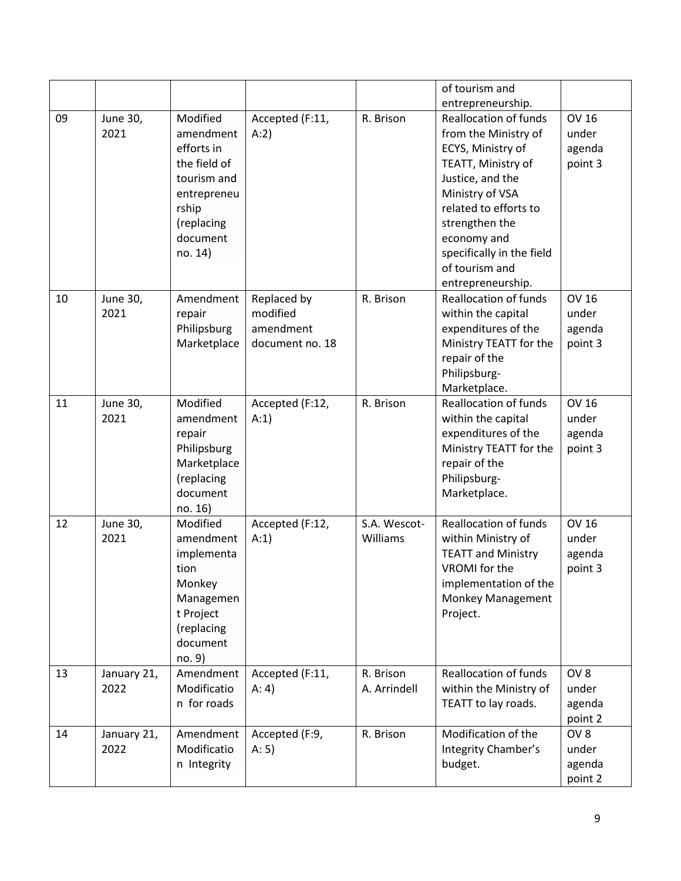| | | | | | of tourism and entrepreneurship. | |
|---|---|---|---|---|---|---|
| 09 | June 30, 2021 | Modified amendment efforts in the field of tourism and entrepreneurship (replacing document no. 14) | Accepted (F:11, A:2) | R. Brison | Reallocation of funds from the Ministry of ECYS, Ministry of TEATT, Ministry of Justice, and the Ministry of VSA related to efforts to strengthen the economy and specifically in the field of tourism and entrepreneurship. | OV 16 under agenda point 3 |
| 10 | June 30, 2021 | Amendment repair Philipsburg Marketplace | Replaced by modified amendment document no. 18 | R. Brison | Reallocation of funds within the capital expenditures of the Ministry TEATT for the repair of the Philipsburg-Marketplace. | OV 16 under agenda point 3 |
| 11 | June 30, 2021 | Modified amendment repair Philipsburg Marketplace (replacing document no. 16) | Accepted (F:12, A:1) | R. Brison | Reallocation of funds within the capital expenditures of the Ministry TEATT for the repair of the Philipsburg-Marketplace. | OV 16 under agenda point 3 |
| 12 | June 30, 2021 | Modified amendment implementation Monkey Management Project (replacing document no. 9) | Accepted (F:12, A:1) | S.A. Wescot-Williams | Reallocation of funds within Ministry of TEATT and Ministry VROMI for the implementation of the Monkey Management Project. | OV 16 under agenda point 3 |
| 13 | January 21, 2022 | Amendment Modification for roads | Accepted (F:11, A: 4) | R. Brison A. Arrindell | Reallocation of funds within the Ministry of TEATT to lay roads. | OV 8 under agenda point 2 |
| 14 | January 21, 2022 | Amendment Modification Integrity | Accepted (F:9, A: 5) | R. Brison | Modification of the Integrity Chamber's budget. | OV 8 under agenda point 2 |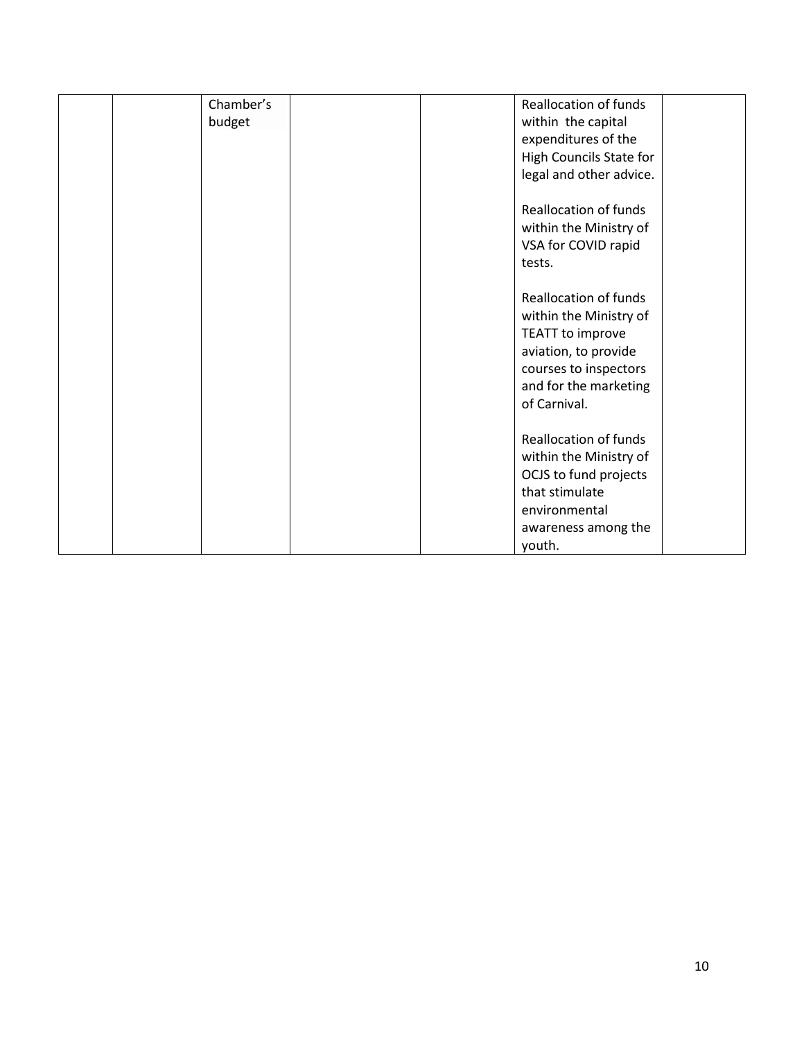| | | | | | | |
|---|---|---|---|---|---|---|
| | | Chamber's budget | | | Reallocation of funds within the capital expenditures of the High Councils State for legal and other advice.<br><br>Reallocation of funds within the Ministry of VSA for COVID rapid tests.<br><br>Reallocation of funds within the Ministry of TEATT to improve aviation, to provide courses to inspectors and for the marketing of Carnival.<br><br>Reallocation of funds within the Ministry of OCJS to fund projects that stimulate environmental awareness among the youth. | |